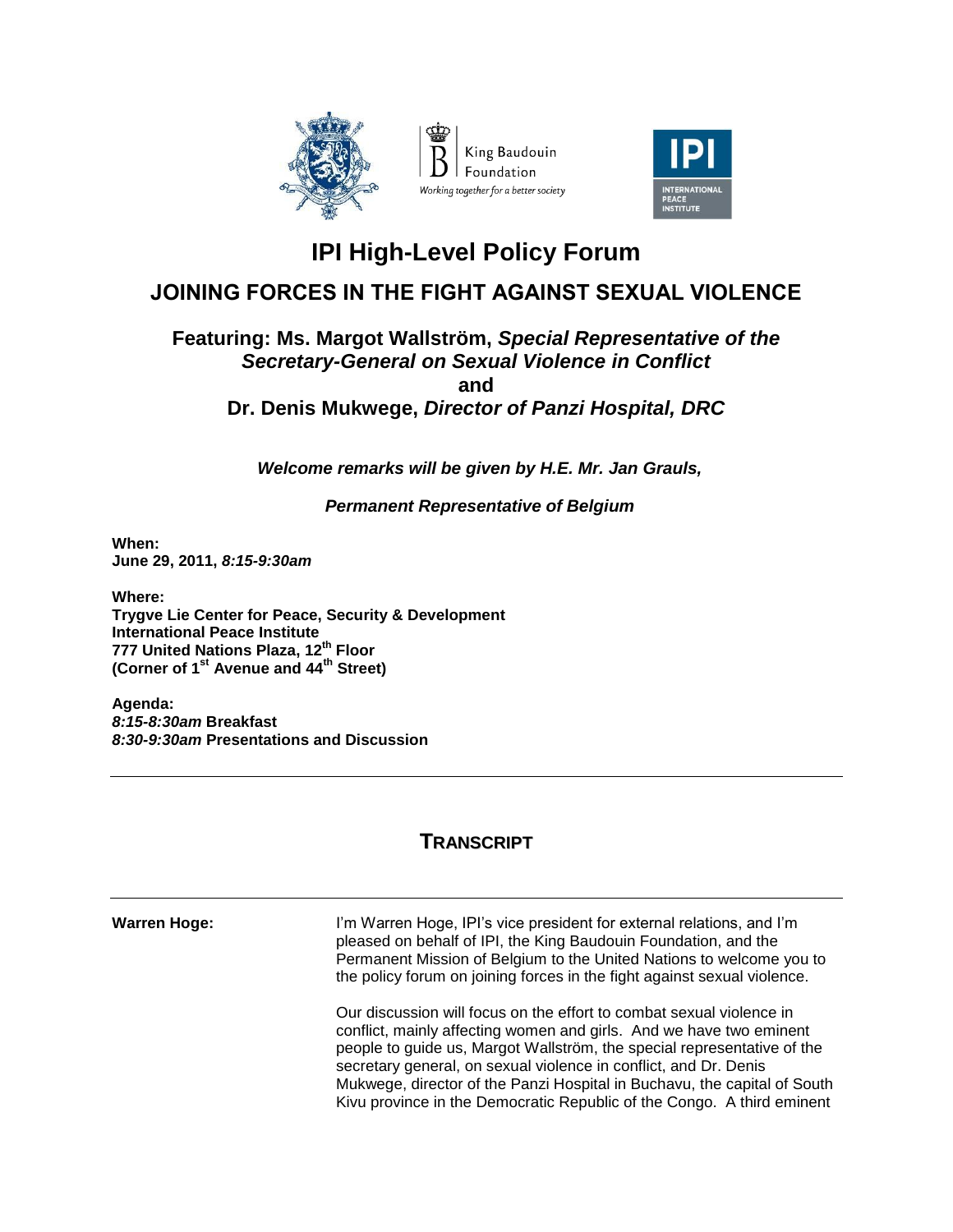King Baudouin Foundation
*Working together for a better society*

INTERNATIONAL PEACE INSTITUTE

# IPI High-Level Policy Forum

## JOINING FORCES IN THE FIGHT AGAINST SEXUAL VIOLENCE

### Featuring: Ms. Margot Wallström, *Special Representative of the Secretary-General on Sexual Violence in Conflict*
### and
### Dr. Denis Mukwege, *Director of Panzi Hospital, DRC*

***Welcome remarks will be given by H.E. Mr. Jan Grauls,***

***Permanent Representative of Belgium***

**When:**
**June 29, 2011, *8:15-9:30am***

**Where:**
**Trygve Lie Center for Peace, Security & Development**
**International Peace Institute**
**777 United Nations Plaza, 12th Floor**
**(Corner of 1st Avenue and 44th Street)**

**Agenda:**
***8:15-8:30am* Breakfast**
***8:30-9:30am* Presentations and Discussion**

---

## TRANSCRIPT

---

**Warren Hoge:** I'm Warren Hoge, IPI's vice president for external relations, and I'm pleased on behalf of IPI, the King Baudouin Foundation, and the Permanent Mission of Belgium to the United Nations to welcome you to the policy forum on joining forces in the fight against sexual violence.

Our discussion will focus on the effort to combat sexual violence in conflict, mainly affecting women and girls. And we have two eminent people to guide us, Margot Wallström, the special representative of the secretary general, on sexual violence in conflict, and Dr. Denis Mukwege, director of the Panzi Hospital in Buchavu, the capital of South Kivu province in the Democratic Republic of the Congo. A third eminent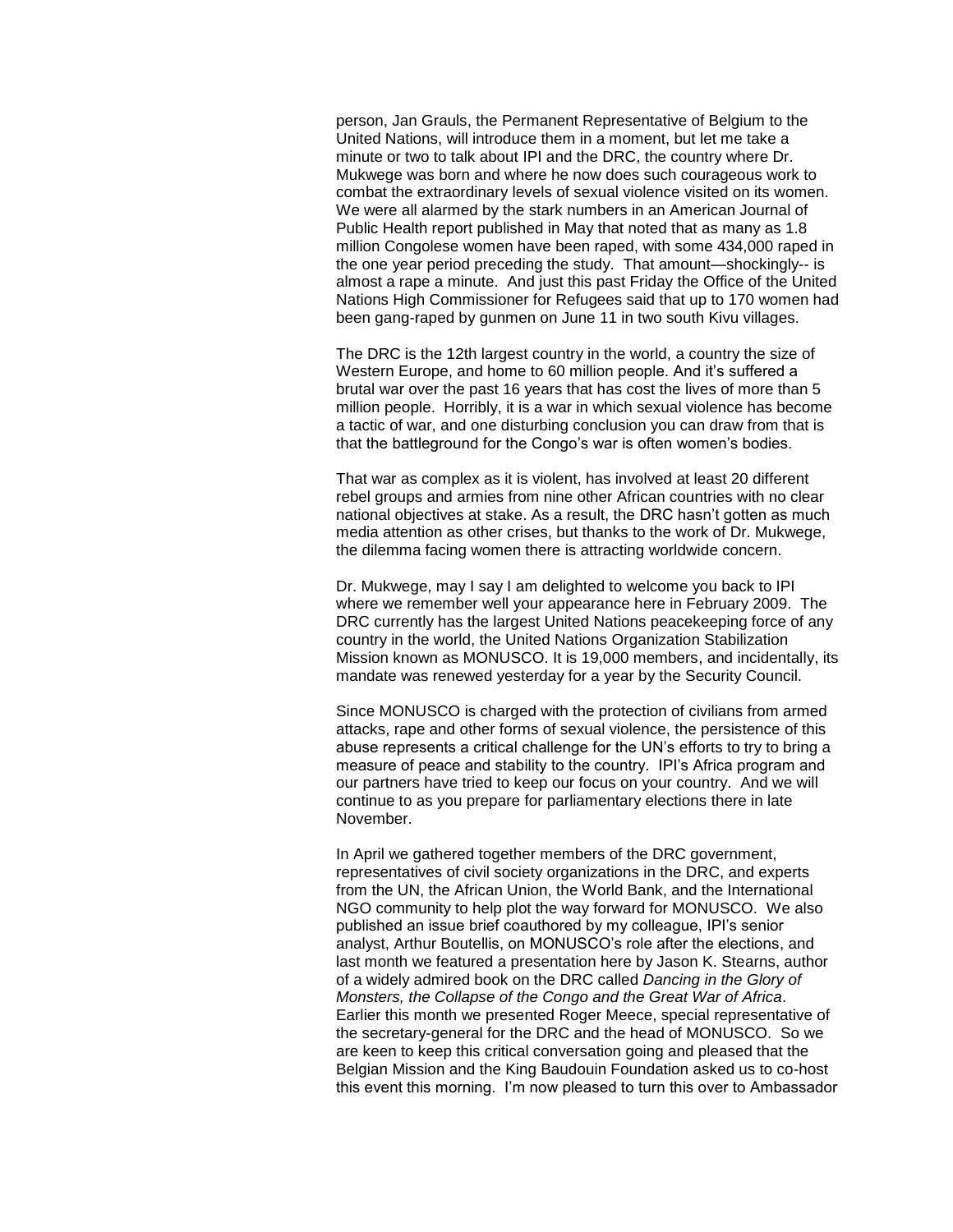person, Jan Grauls, the Permanent Representative of Belgium to the United Nations, will introduce them in a moment, but let me take a minute or two to talk about IPI and the DRC, the country where Dr. Mukwege was born and where he now does such courageous work to combat the extraordinary levels of sexual violence visited on its women. We were all alarmed by the stark numbers in an American Journal of Public Health report published in May that noted that as many as 1.8 million Congolese women have been raped, with some 434,000 raped in the one year period preceding the study. That amount—shockingly-- is almost a rape a minute. And just this past Friday the Office of the United Nations High Commissioner for Refugees said that up to 170 women had been gang-raped by gunmen on June 11 in two south Kivu villages.

The DRC is the 12th largest country in the world, a country the size of Western Europe, and home to 60 million people. And it's suffered a brutal war over the past 16 years that has cost the lives of more than 5 million people. Horribly, it is a war in which sexual violence has become a tactic of war, and one disturbing conclusion you can draw from that is that the battleground for the Congo's war is often women's bodies.

That war as complex as it is violent, has involved at least 20 different rebel groups and armies from nine other African countries with no clear national objectives at stake. As a result, the DRC hasn't gotten as much media attention as other crises, but thanks to the work of Dr. Mukwege, the dilemma facing women there is attracting worldwide concern.

Dr. Mukwege, may I say I am delighted to welcome you back to IPI where we remember well your appearance here in February 2009. The DRC currently has the largest United Nations peacekeeping force of any country in the world, the United Nations Organization Stabilization Mission known as MONUSCO. It is 19,000 members, and incidentally, its mandate was renewed yesterday for a year by the Security Council.

Since MONUSCO is charged with the protection of civilians from armed attacks, rape and other forms of sexual violence, the persistence of this abuse represents a critical challenge for the UN's efforts to try to bring a measure of peace and stability to the country. IPI's Africa program and our partners have tried to keep our focus on your country. And we will continue to as you prepare for parliamentary elections there in late November.

In April we gathered together members of the DRC government, representatives of civil society organizations in the DRC, and experts from the UN, the African Union, the World Bank, and the International NGO community to help plot the way forward for MONUSCO. We also published an issue brief coauthored by my colleague, IPI's senior analyst, Arthur Boutellis, on MONUSCO's role after the elections, and last month we featured a presentation here by Jason K. Stearns, author of a widely admired book on the DRC called *Dancing in the Glory of Monsters, the Collapse of the Congo and the Great War of Africa*. Earlier this month we presented Roger Meece, special representative of the secretary-general for the DRC and the head of MONUSCO. So we are keen to keep this critical conversation going and pleased that the Belgian Mission and the King Baudouin Foundation asked us to co-host this event this morning. I'm now pleased to turn this over to Ambassador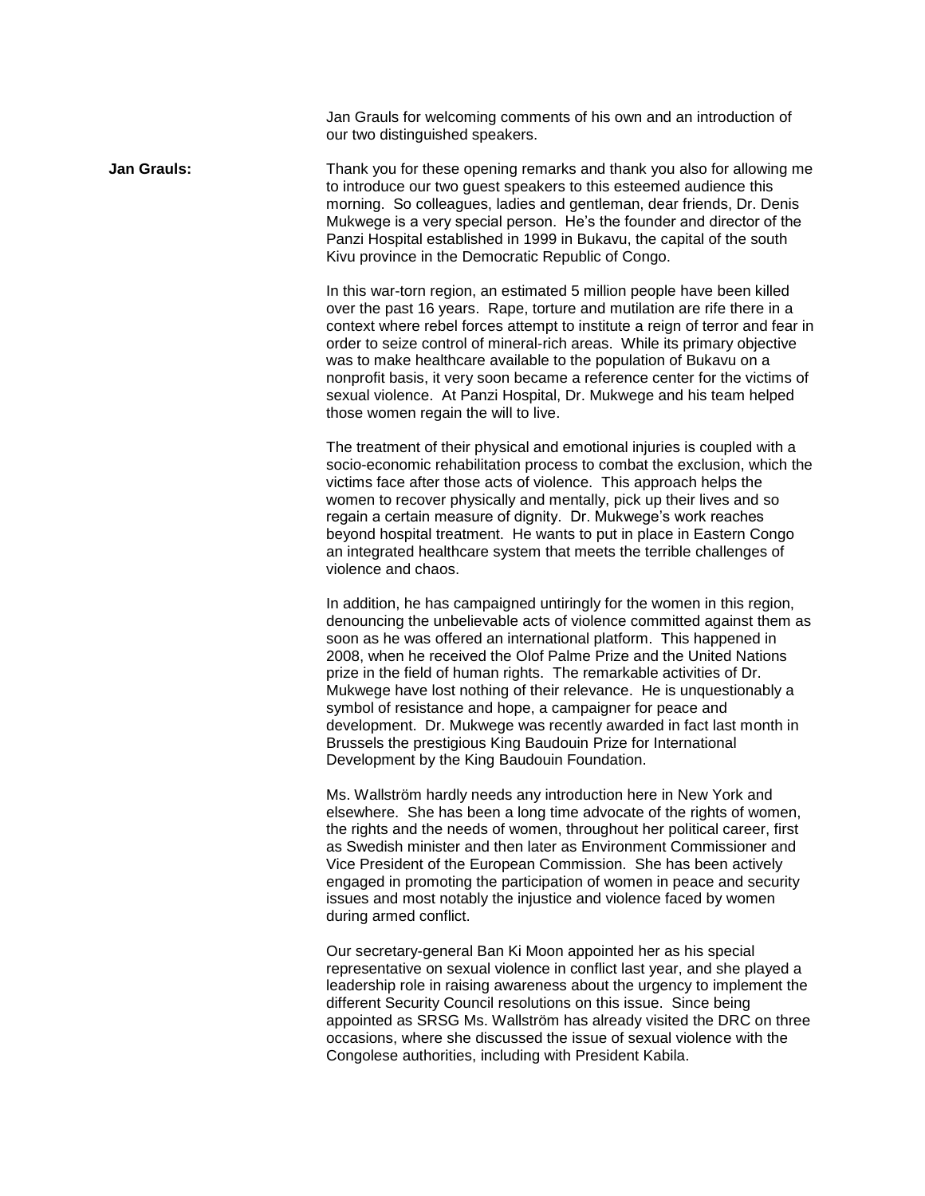Jan Grauls for welcoming comments of his own and an introduction of our two distinguished speakers.

**Jan Grauls:** Thank you for these opening remarks and thank you also for allowing me to introduce our two guest speakers to this esteemed audience this morning. So colleagues, ladies and gentleman, dear friends, Dr. Denis Mukwege is a very special person. He's the founder and director of the Panzi Hospital established in 1999 in Bukavu, the capital of the south Kivu province in the Democratic Republic of Congo.

In this war-torn region, an estimated 5 million people have been killed over the past 16 years. Rape, torture and mutilation are rife there in a context where rebel forces attempt to institute a reign of terror and fear in order to seize control of mineral-rich areas. While its primary objective was to make healthcare available to the population of Bukavu on a nonprofit basis, it very soon became a reference center for the victims of sexual violence. At Panzi Hospital, Dr. Mukwege and his team helped those women regain the will to live.

The treatment of their physical and emotional injuries is coupled with a socio-economic rehabilitation process to combat the exclusion, which the victims face after those acts of violence. This approach helps the women to recover physically and mentally, pick up their lives and so regain a certain measure of dignity. Dr. Mukwege's work reaches beyond hospital treatment. He wants to put in place in Eastern Congo an integrated healthcare system that meets the terrible challenges of violence and chaos.

In addition, he has campaigned untiringly for the women in this region, denouncing the unbelievable acts of violence committed against them as soon as he was offered an international platform. This happened in 2008, when he received the Olof Palme Prize and the United Nations prize in the field of human rights. The remarkable activities of Dr. Mukwege have lost nothing of their relevance. He is unquestionably a symbol of resistance and hope, a campaigner for peace and development. Dr. Mukwege was recently awarded in fact last month in Brussels the prestigious King Baudouin Prize for International Development by the King Baudouin Foundation.

Ms. Wallström hardly needs any introduction here in New York and elsewhere. She has been a long time advocate of the rights of women, the rights and the needs of women, throughout her political career, first as Swedish minister and then later as Environment Commissioner and Vice President of the European Commission. She has been actively engaged in promoting the participation of women in peace and security issues and most notably the injustice and violence faced by women during armed conflict.

Our secretary-general Ban Ki Moon appointed her as his special representative on sexual violence in conflict last year, and she played a leadership role in raising awareness about the urgency to implement the different Security Council resolutions on this issue. Since being appointed as SRSG Ms. Wallström has already visited the DRC on three occasions, where she discussed the issue of sexual violence with the Congolese authorities, including with President Kabila.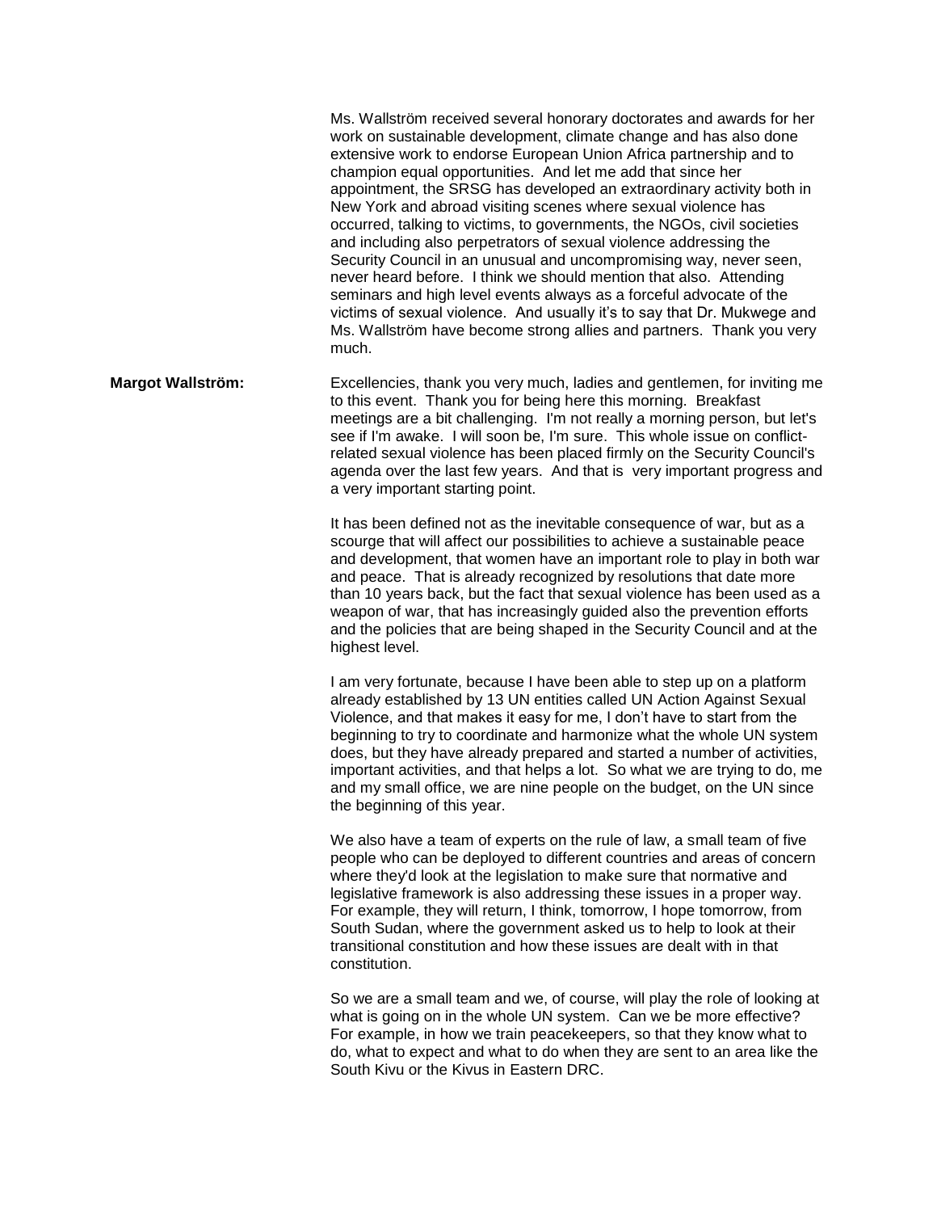Ms. Wallström received several honorary doctorates and awards for her work on sustainable development, climate change and has also done extensive work to endorse European Union Africa partnership and to champion equal opportunities. And let me add that since her appointment, the SRSG has developed an extraordinary activity both in New York and abroad visiting scenes where sexual violence has occurred, talking to victims, to governments, the NGOs, civil societies and including also perpetrators of sexual violence addressing the Security Council in an unusual and uncompromising way, never seen, never heard before. I think we should mention that also. Attending seminars and high level events always as a forceful advocate of the victims of sexual violence. And usually it's to say that Dr. Mukwege and Ms. Wallström have become strong allies and partners. Thank you very much.

**Margot Wallström:** Excellencies, thank you very much, ladies and gentlemen, for inviting me to this event. Thank you for being here this morning. Breakfast meetings are a bit challenging. I'm not really a morning person, but let's see if I'm awake. I will soon be, I'm sure. This whole issue on conflict-related sexual violence has been placed firmly on the Security Council's agenda over the last few years. And that is very important progress and a very important starting point.

It has been defined not as the inevitable consequence of war, but as a scourge that will affect our possibilities to achieve a sustainable peace and development, that women have an important role to play in both war and peace. That is already recognized by resolutions that date more than 10 years back, but the fact that sexual violence has been used as a weapon of war, that has increasingly guided also the prevention efforts and the policies that are being shaped in the Security Council and at the highest level.

I am very fortunate, because I have been able to step up on a platform already established by 13 UN entities called UN Action Against Sexual Violence, and that makes it easy for me, I don't have to start from the beginning to try to coordinate and harmonize what the whole UN system does, but they have already prepared and started a number of activities, important activities, and that helps a lot. So what we are trying to do, me and my small office, we are nine people on the budget, on the UN since the beginning of this year.

We also have a team of experts on the rule of law, a small team of five people who can be deployed to different countries and areas of concern where they'd look at the legislation to make sure that normative and legislative framework is also addressing these issues in a proper way. For example, they will return, I think, tomorrow, I hope tomorrow, from South Sudan, where the government asked us to help to look at their transitional constitution and how these issues are dealt with in that constitution.

So we are a small team and we, of course, will play the role of looking at what is going on in the whole UN system. Can we be more effective? For example, in how we train peacekeepers, so that they know what to do, what to expect and what to do when they are sent to an area like the South Kivu or the Kivus in Eastern DRC.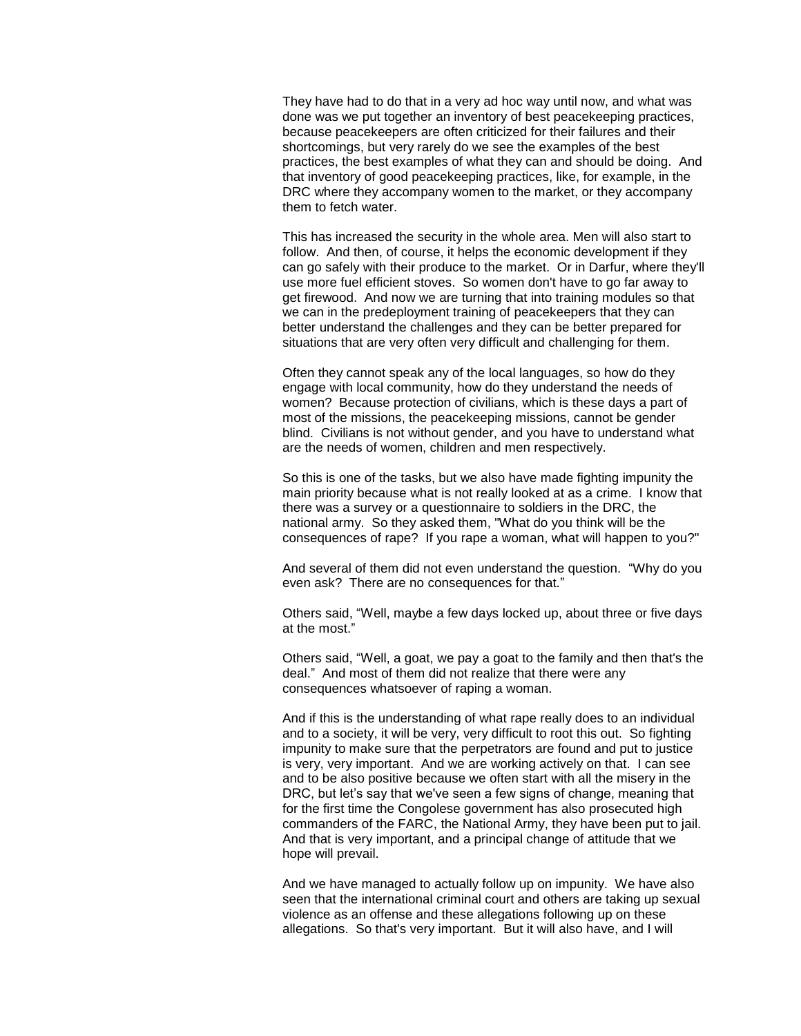They have had to do that in a very ad hoc way until now, and what was done was we put together an inventory of best peacekeeping practices, because peacekeepers are often criticized for their failures and their shortcomings, but very rarely do we see the examples of the best practices, the best examples of what they can and should be doing. And that inventory of good peacekeeping practices, like, for example, in the DRC where they accompany women to the market, or they accompany them to fetch water.

This has increased the security in the whole area. Men will also start to follow. And then, of course, it helps the economic development if they can go safely with their produce to the market. Or in Darfur, where they'll use more fuel efficient stoves. So women don't have to go far away to get firewood. And now we are turning that into training modules so that we can in the predeployment training of peacekeepers that they can better understand the challenges and they can be better prepared for situations that are very often very difficult and challenging for them.

Often they cannot speak any of the local languages, so how do they engage with local community, how do they understand the needs of women? Because protection of civilians, which is these days a part of most of the missions, the peacekeeping missions, cannot be gender blind. Civilians is not without gender, and you have to understand what are the needs of women, children and men respectively.

So this is one of the tasks, but we also have made fighting impunity the main priority because what is not really looked at as a crime. I know that there was a survey or a questionnaire to soldiers in the DRC, the national army. So they asked them, "What do you think will be the consequences of rape? If you rape a woman, what will happen to you?"

And several of them did not even understand the question. "Why do you even ask? There are no consequences for that."

Others said, "Well, maybe a few days locked up, about three or five days at the most."

Others said, "Well, a goat, we pay a goat to the family and then that's the deal." And most of them did not realize that there were any consequences whatsoever of raping a woman.

And if this is the understanding of what rape really does to an individual and to a society, it will be very, very difficult to root this out. So fighting impunity to make sure that the perpetrators are found and put to justice is very, very important. And we are working actively on that. I can see and to be also positive because we often start with all the misery in the DRC, but let's say that we've seen a few signs of change, meaning that for the first time the Congolese government has also prosecuted high commanders of the FARC, the National Army, they have been put to jail. And that is very important, and a principal change of attitude that we hope will prevail.

And we have managed to actually follow up on impunity. We have also seen that the international criminal court and others are taking up sexual violence as an offense and these allegations following up on these allegations. So that's very important. But it will also have, and I will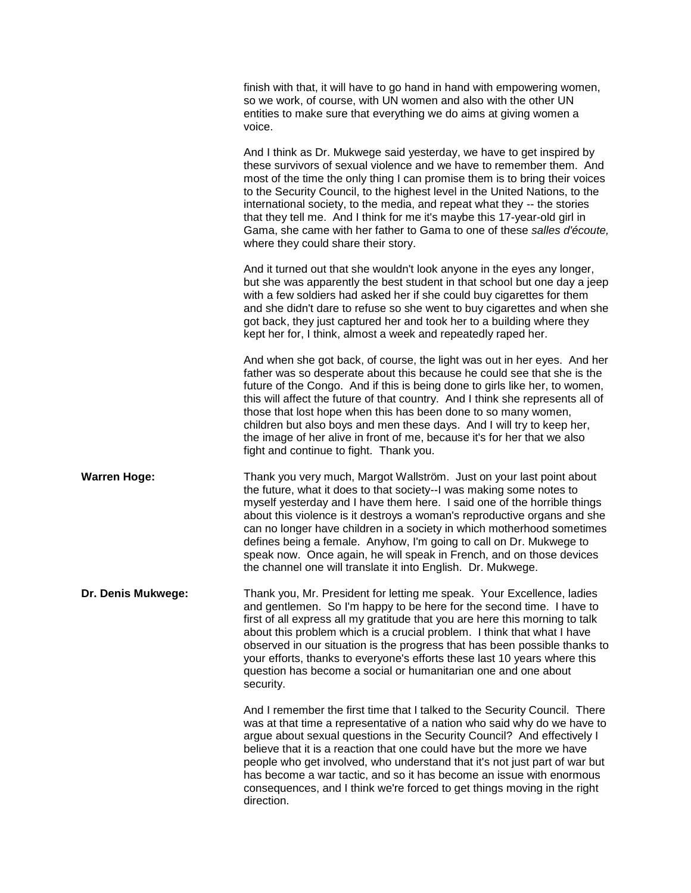finish with that, it will have to go hand in hand with empowering women, so we work, of course, with UN women and also with the other UN entities to make sure that everything we do aims at giving women a voice.

And I think as Dr. Mukwege said yesterday, we have to get inspired by these survivors of sexual violence and we have to remember them. And most of the time the only thing I can promise them is to bring their voices to the Security Council, to the highest level in the United Nations, to the international society, to the media, and repeat what they -- the stories that they tell me. And I think for me it's maybe this 17-year-old girl in Gama, she came with her father to Gama to one of these *salles d'écoute,* where they could share their story.

And it turned out that she wouldn't look anyone in the eyes any longer, but she was apparently the best student in that school but one day a jeep with a few soldiers had asked her if she could buy cigarettes for them and she didn't dare to refuse so she went to buy cigarettes and when she got back, they just captured her and took her to a building where they kept her for, I think, almost a week and repeatedly raped her.

And when she got back, of course, the light was out in her eyes. And her father was so desperate about this because he could see that she is the future of the Congo. And if this is being done to girls like her, to women, this will affect the future of that country. And I think she represents all of those that lost hope when this has been done to so many women, children but also boys and men these days. And I will try to keep her, the image of her alive in front of me, because it's for her that we also fight and continue to fight. Thank you.

**Warren Hoge:** Thank you very much, Margot Wallström. Just on your last point about the future, what it does to that society--I was making some notes to myself yesterday and I have them here. I said one of the horrible things about this violence is it destroys a woman's reproductive organs and she can no longer have children in a society in which motherhood sometimes defines being a female. Anyhow, I'm going to call on Dr. Mukwege to speak now. Once again, he will speak in French, and on those devices the channel one will translate it into English. Dr. Mukwege.

**Dr. Denis Mukwege:** Thank you, Mr. President for letting me speak. Your Excellence, ladies and gentlemen. So I'm happy to be here for the second time. I have to first of all express all my gratitude that you are here this morning to talk about this problem which is a crucial problem. I think that what I have observed in our situation is the progress that has been possible thanks to your efforts, thanks to everyone's efforts these last 10 years where this question has become a social or humanitarian one and one about security.

And I remember the first time that I talked to the Security Council. There was at that time a representative of a nation who said why do we have to argue about sexual questions in the Security Council? And effectively I believe that it is a reaction that one could have but the more we have people who get involved, who understand that it's not just part of war but has become a war tactic, and so it has become an issue with enormous consequences, and I think we're forced to get things moving in the right direction.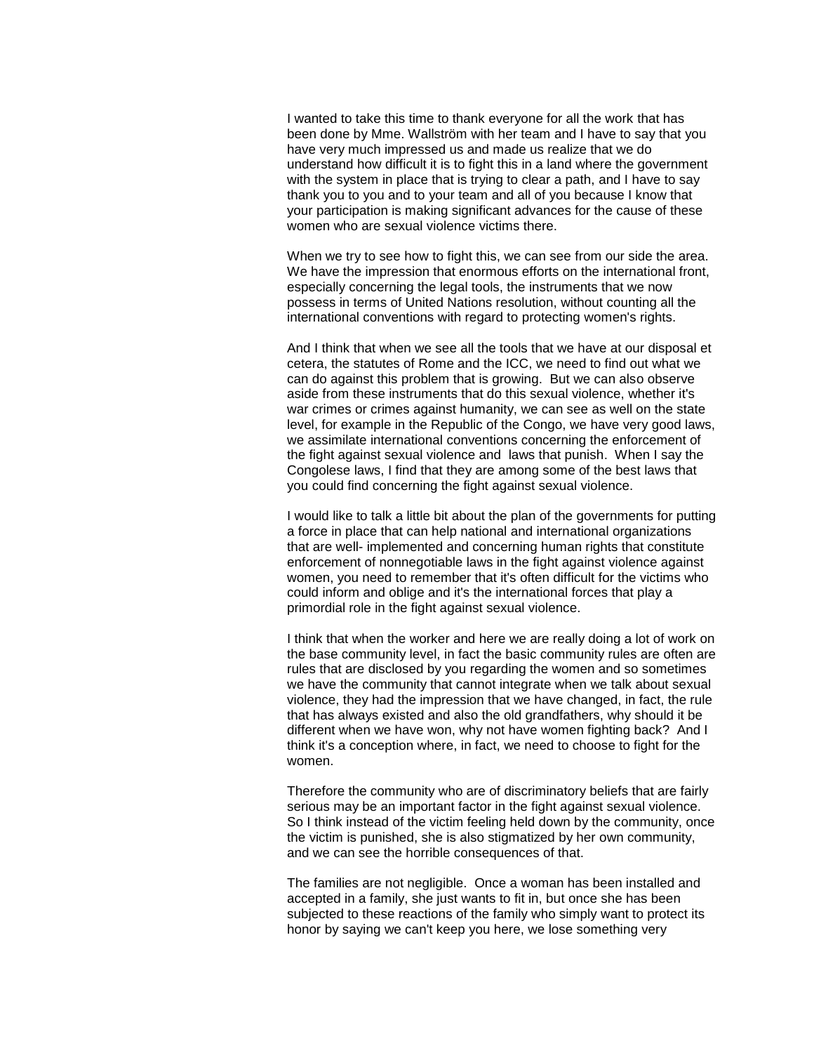I wanted to take this time to thank everyone for all the work that has been done by Mme. Wallström with her team and I have to say that you have very much impressed us and made us realize that we do understand how difficult it is to fight this in a land where the government with the system in place that is trying to clear a path, and I have to say thank you to you and to your team and all of you because I know that your participation is making significant advances for the cause of these women who are sexual violence victims there.

When we try to see how to fight this, we can see from our side the area. We have the impression that enormous efforts on the international front, especially concerning the legal tools, the instruments that we now possess in terms of United Nations resolution, without counting all the international conventions with regard to protecting women's rights.

And I think that when we see all the tools that we have at our disposal et cetera, the statutes of Rome and the ICC, we need to find out what we can do against this problem that is growing. But we can also observe aside from these instruments that do this sexual violence, whether it's war crimes or crimes against humanity, we can see as well on the state level, for example in the Republic of the Congo, we have very good laws, we assimilate international conventions concerning the enforcement of the fight against sexual violence and laws that punish. When I say the Congolese laws, I find that they are among some of the best laws that you could find concerning the fight against sexual violence.

I would like to talk a little bit about the plan of the governments for putting a force in place that can help national and international organizations that are well- implemented and concerning human rights that constitute enforcement of nonnegotiable laws in the fight against violence against women, you need to remember that it's often difficult for the victims who could inform and oblige and it's the international forces that play a primordial role in the fight against sexual violence.

I think that when the worker and here we are really doing a lot of work on the base community level, in fact the basic community rules are often are rules that are disclosed by you regarding the women and so sometimes we have the community that cannot integrate when we talk about sexual violence, they had the impression that we have changed, in fact, the rule that has always existed and also the old grandfathers, why should it be different when we have won, why not have women fighting back? And I think it's a conception where, in fact, we need to choose to fight for the women.

Therefore the community who are of discriminatory beliefs that are fairly serious may be an important factor in the fight against sexual violence. So I think instead of the victim feeling held down by the community, once the victim is punished, she is also stigmatized by her own community, and we can see the horrible consequences of that.

The families are not negligible. Once a woman has been installed and accepted in a family, she just wants to fit in, but once she has been subjected to these reactions of the family who simply want to protect its honor by saying we can't keep you here, we lose something very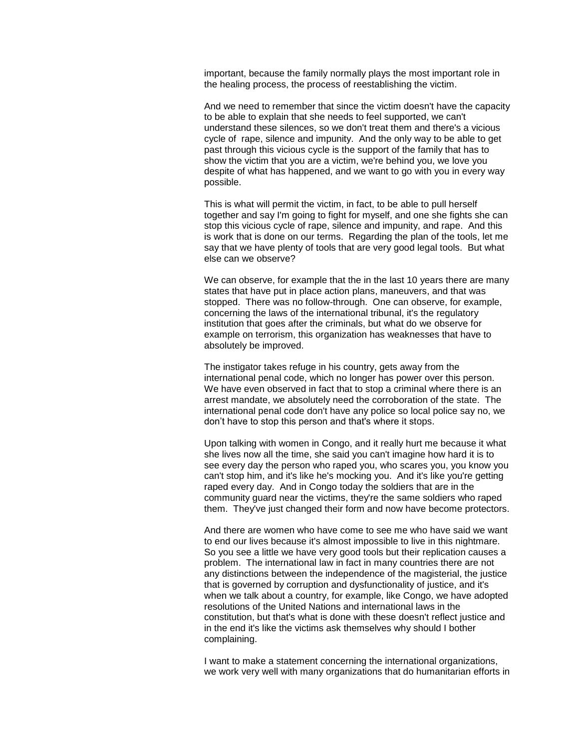important, because the family normally plays the most important role in the healing process, the process of reestablishing the victim.

And we need to remember that since the victim doesn't have the capacity to be able to explain that she needs to feel supported, we can't understand these silences, so we don't treat them and there's a vicious cycle of rape, silence and impunity. And the only way to be able to get past through this vicious cycle is the support of the family that has to show the victim that you are a victim, we're behind you, we love you despite of what has happened, and we want to go with you in every way possible.

This is what will permit the victim, in fact, to be able to pull herself together and say I'm going to fight for myself, and one she fights she can stop this vicious cycle of rape, silence and impunity, and rape. And this is work that is done on our terms. Regarding the plan of the tools, let me say that we have plenty of tools that are very good legal tools. But what else can we observe?

We can observe, for example that the in the last 10 years there are many states that have put in place action plans, maneuvers, and that was stopped. There was no follow-through. One can observe, for example, concerning the laws of the international tribunal, it's the regulatory institution that goes after the criminals, but what do we observe for example on terrorism, this organization has weaknesses that have to absolutely be improved.

The instigator takes refuge in his country, gets away from the international penal code, which no longer has power over this person. We have even observed in fact that to stop a criminal where there is an arrest mandate, we absolutely need the corroboration of the state. The international penal code don't have any police so local police say no, we don't have to stop this person and that's where it stops.

Upon talking with women in Congo, and it really hurt me because it what she lives now all the time, she said you can't imagine how hard it is to see every day the person who raped you, who scares you, you know you can't stop him, and it's like he's mocking you. And it's like you're getting raped every day. And in Congo today the soldiers that are in the community guard near the victims, they're the same soldiers who raped them. They've just changed their form and now have become protectors.

And there are women who have come to see me who have said we want to end our lives because it's almost impossible to live in this nightmare. So you see a little we have very good tools but their replication causes a problem. The international law in fact in many countries there are not any distinctions between the independence of the magisterial, the justice that is governed by corruption and dysfunctionality of justice, and it's when we talk about a country, for example, like Congo, we have adopted resolutions of the United Nations and international laws in the constitution, but that's what is done with these doesn't reflect justice and in the end it's like the victims ask themselves why should I bother complaining.

I want to make a statement concerning the international organizations, we work very well with many organizations that do humanitarian efforts in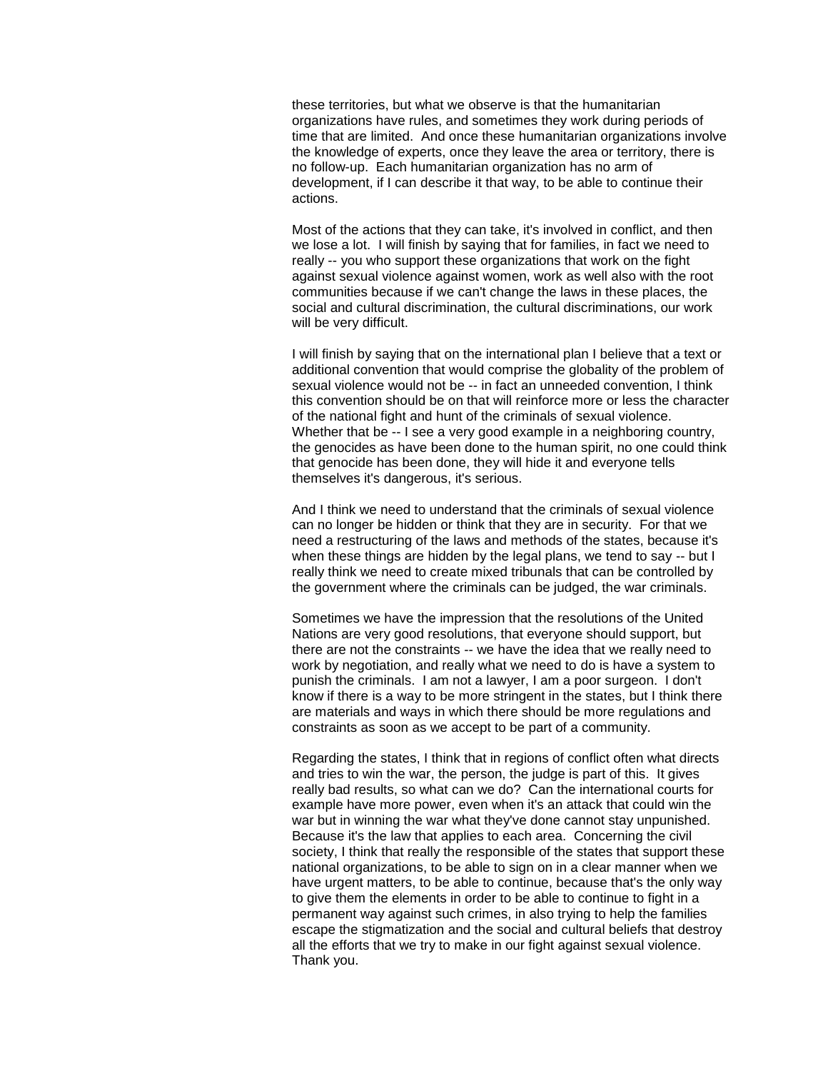these territories, but what we observe is that the humanitarian organizations have rules, and sometimes they work during periods of time that are limited. And once these humanitarian organizations involve the knowledge of experts, once they leave the area or territory, there is no follow-up. Each humanitarian organization has no arm of development, if I can describe it that way, to be able to continue their actions.

Most of the actions that they can take, it's involved in conflict, and then we lose a lot. I will finish by saying that for families, in fact we need to really -- you who support these organizations that work on the fight against sexual violence against women, work as well also with the root communities because if we can't change the laws in these places, the social and cultural discrimination, the cultural discriminations, our work will be very difficult.

I will finish by saying that on the international plan I believe that a text or additional convention that would comprise the globality of the problem of sexual violence would not be -- in fact an unneeded convention, I think this convention should be on that will reinforce more or less the character of the national fight and hunt of the criminals of sexual violence. Whether that be -- I see a very good example in a neighboring country, the genocides as have been done to the human spirit, no one could think that genocide has been done, they will hide it and everyone tells themselves it's dangerous, it's serious.

And I think we need to understand that the criminals of sexual violence can no longer be hidden or think that they are in security. For that we need a restructuring of the laws and methods of the states, because it's when these things are hidden by the legal plans, we tend to say -- but I really think we need to create mixed tribunals that can be controlled by the government where the criminals can be judged, the war criminals.

Sometimes we have the impression that the resolutions of the United Nations are very good resolutions, that everyone should support, but there are not the constraints -- we have the idea that we really need to work by negotiation, and really what we need to do is have a system to punish the criminals. I am not a lawyer, I am a poor surgeon. I don't know if there is a way to be more stringent in the states, but I think there are materials and ways in which there should be more regulations and constraints as soon as we accept to be part of a community.

Regarding the states, I think that in regions of conflict often what directs and tries to win the war, the person, the judge is part of this. It gives really bad results, so what can we do? Can the international courts for example have more power, even when it's an attack that could win the war but in winning the war what they've done cannot stay unpunished. Because it's the law that applies to each area. Concerning the civil society, I think that really the responsible of the states that support these national organizations, to be able to sign on in a clear manner when we have urgent matters, to be able to continue, because that's the only way to give them the elements in order to be able to continue to fight in a permanent way against such crimes, in also trying to help the families escape the stigmatization and the social and cultural beliefs that destroy all the efforts that we try to make in our fight against sexual violence. Thank you.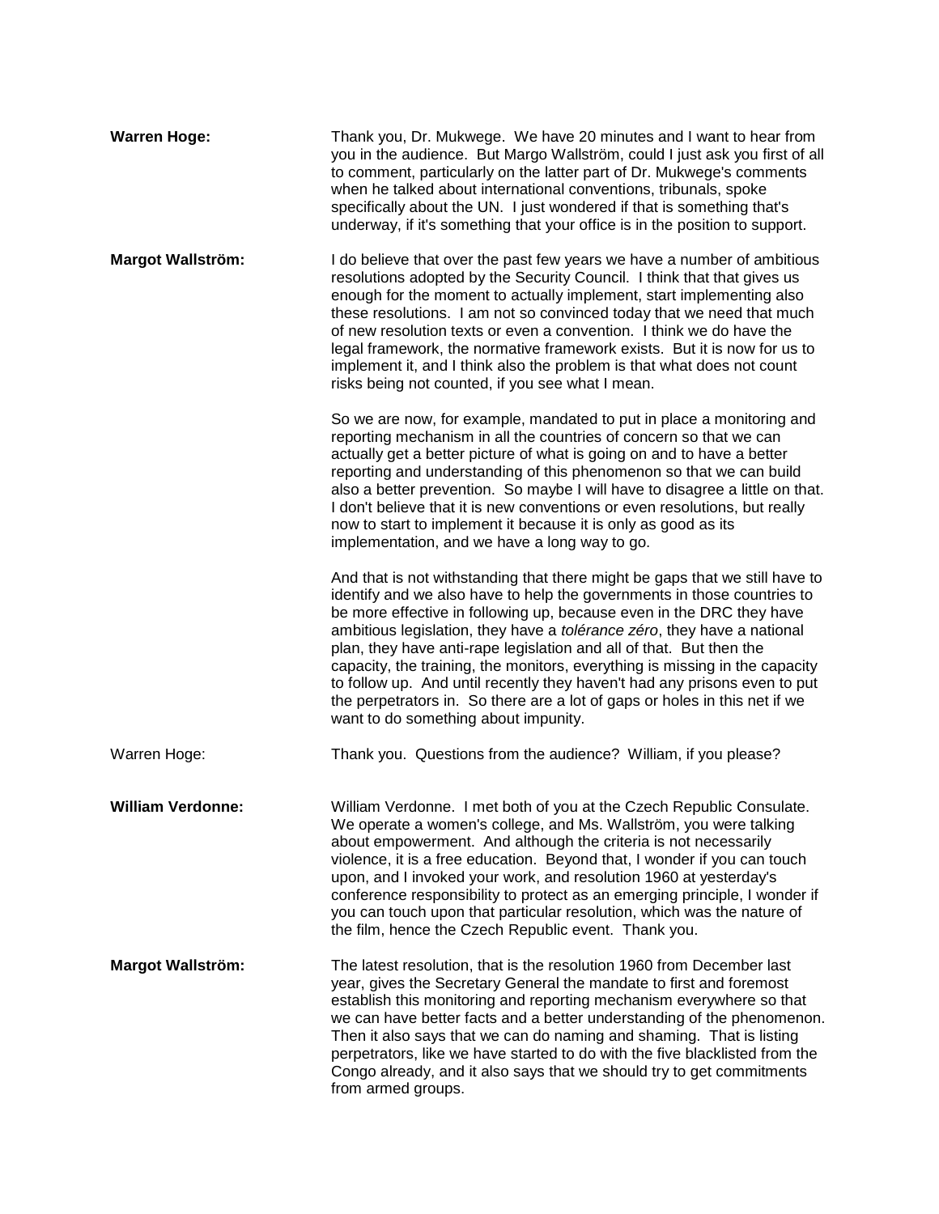**Warren Hoge:** Thank you, Dr. Mukwege. We have 20 minutes and I want to hear from you in the audience. But Margo Wallström, could I just ask you first of all to comment, particularly on the latter part of Dr. Mukwege's comments when he talked about international conventions, tribunals, spoke specifically about the UN. I just wondered if that is something that's underway, if it's something that your office is in the position to support.

**Margot Wallström:** I do believe that over the past few years we have a number of ambitious resolutions adopted by the Security Council. I think that that gives us enough for the moment to actually implement, start implementing also these resolutions. I am not so convinced today that we need that much of new resolution texts or even a convention. I think we do have the legal framework, the normative framework exists. But it is now for us to implement it, and I think also the problem is that what does not count risks being not counted, if you see what I mean.

So we are now, for example, mandated to put in place a monitoring and reporting mechanism in all the countries of concern so that we can actually get a better picture of what is going on and to have a better reporting and understanding of this phenomenon so that we can build also a better prevention. So maybe I will have to disagree a little on that. I don't believe that it is new conventions or even resolutions, but really now to start to implement it because it is only as good as its implementation, and we have a long way to go.

And that is not withstanding that there might be gaps that we still have to identify and we also have to help the governments in those countries to be more effective in following up, because even in the DRC they have ambitious legislation, they have a *tolérance zéro*, they have a national plan, they have anti-rape legislation and all of that. But then the capacity, the training, the monitors, everything is missing in the capacity to follow up. And until recently they haven't had any prisons even to put the perpetrators in. So there are a lot of gaps or holes in this net if we want to do something about impunity.

Warren Hoge: Thank you. Questions from the audience? William, if you please?

**William Verdonne:** William Verdonne. I met both of you at the Czech Republic Consulate. We operate a women's college, and Ms. Wallström, you were talking about empowerment. And although the criteria is not necessarily violence, it is a free education. Beyond that, I wonder if you can touch upon, and I invoked your work, and resolution 1960 at yesterday's conference responsibility to protect as an emerging principle, I wonder if you can touch upon that particular resolution, which was the nature of the film, hence the Czech Republic event. Thank you.

**Margot Wallström:** The latest resolution, that is the resolution 1960 from December last year, gives the Secretary General the mandate to first and foremost establish this monitoring and reporting mechanism everywhere so that we can have better facts and a better understanding of the phenomenon. Then it also says that we can do naming and shaming. That is listing perpetrators, like we have started to do with the five blacklisted from the Congo already, and it also says that we should try to get commitments from armed groups.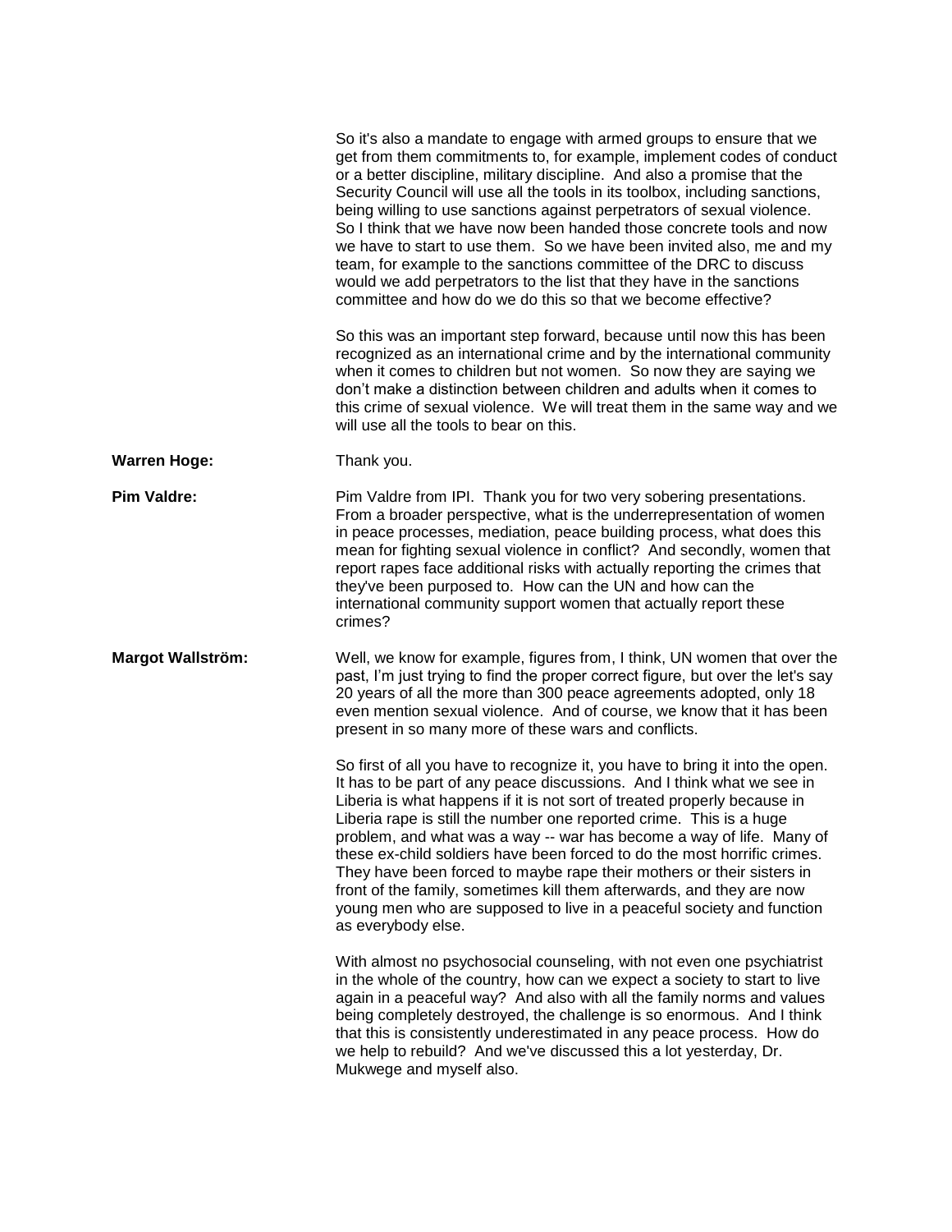So it's also a mandate to engage with armed groups to ensure that we get from them commitments to, for example, implement codes of conduct or a better discipline, military discipline. And also a promise that the Security Council will use all the tools in its toolbox, including sanctions, being willing to use sanctions against perpetrators of sexual violence. So I think that we have now been handed those concrete tools and now we have to start to use them. So we have been invited also, me and my team, for example to the sanctions committee of the DRC to discuss would we add perpetrators to the list that they have in the sanctions committee and how do we do this so that we become effective?

So this was an important step forward, because until now this has been recognized as an international crime and by the international community when it comes to children but not women. So now they are saying we don't make a distinction between children and adults when it comes to this crime of sexual violence. We will treat them in the same way and we will use all the tools to bear on this.

**Warren Hoge:** Thank you.

**Pim Valdre:** Pim Valdre from IPI. Thank you for two very sobering presentations. From a broader perspective, what is the underrepresentation of women in peace processes, mediation, peace building process, what does this mean for fighting sexual violence in conflict? And secondly, women that report rapes face additional risks with actually reporting the crimes that they've been purposed to. How can the UN and how can the international community support women that actually report these crimes?

**Margot Wallström:** Well, we know for example, figures from, I think, UN women that over the past, I'm just trying to find the proper correct figure, but over the let's say 20 years of all the more than 300 peace agreements adopted, only 18 even mention sexual violence. And of course, we know that it has been present in so many more of these wars and conflicts.

So first of all you have to recognize it, you have to bring it into the open. It has to be part of any peace discussions. And I think what we see in Liberia is what happens if it is not sort of treated properly because in Liberia rape is still the number one reported crime. This is a huge problem, and what was a way -- war has become a way of life. Many of these ex-child soldiers have been forced to do the most horrific crimes. They have been forced to maybe rape their mothers or their sisters in front of the family, sometimes kill them afterwards, and they are now young men who are supposed to live in a peaceful society and function as everybody else.

With almost no psychosocial counseling, with not even one psychiatrist in the whole of the country, how can we expect a society to start to live again in a peaceful way? And also with all the family norms and values being completely destroyed, the challenge is so enormous. And I think that this is consistently underestimated in any peace process. How do we help to rebuild? And we've discussed this a lot yesterday, Dr. Mukwege and myself also.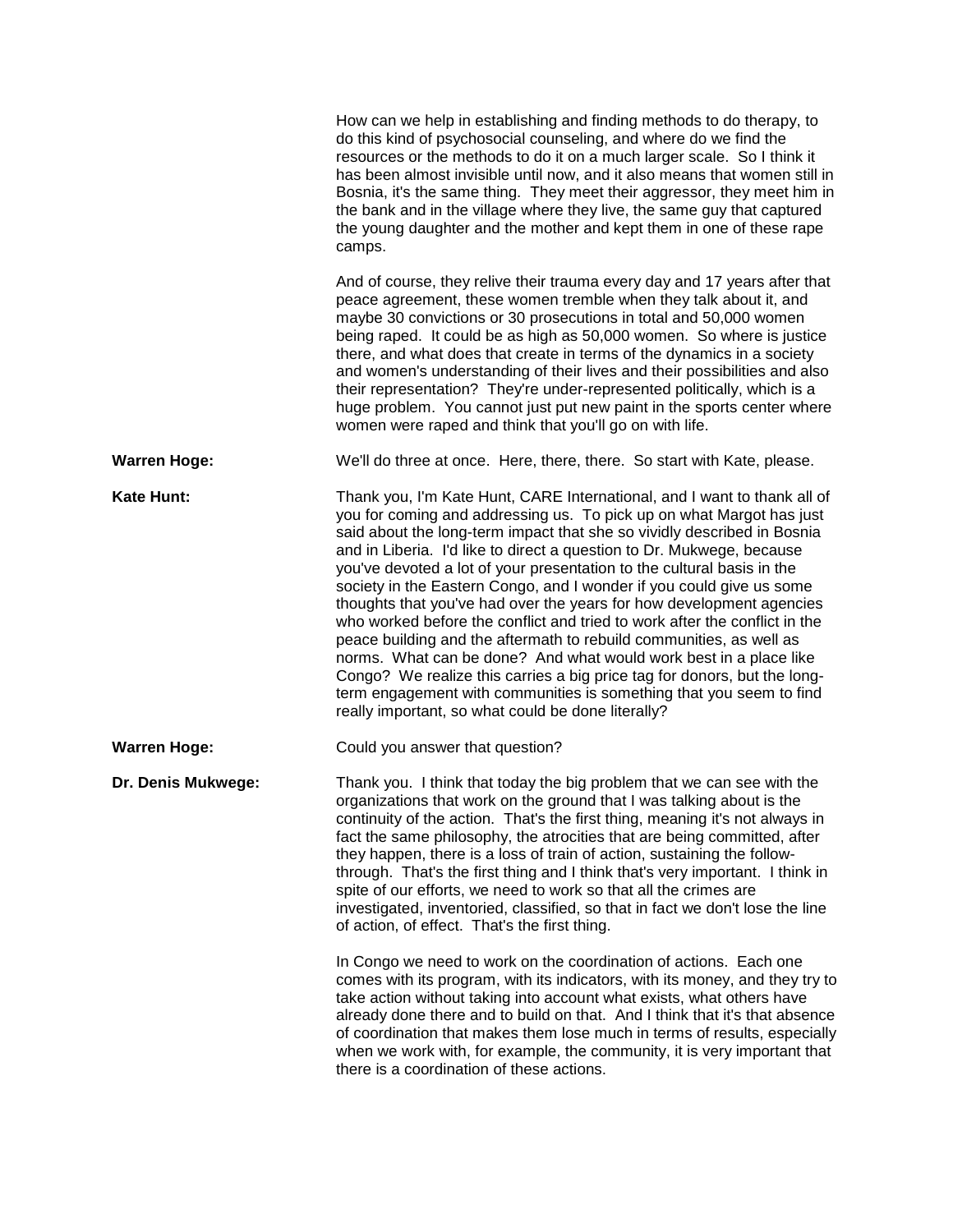How can we help in establishing and finding methods to do therapy, to do this kind of psychosocial counseling, and where do we find the resources or the methods to do it on a much larger scale. So I think it has been almost invisible until now, and it also means that women still in Bosnia, it's the same thing. They meet their aggressor, they meet him in the bank and in the village where they live, the same guy that captured the young daughter and the mother and kept them in one of these rape camps.

And of course, they relive their trauma every day and 17 years after that peace agreement, these women tremble when they talk about it, and maybe 30 convictions or 30 prosecutions in total and 50,000 women being raped. It could be as high as 50,000 women. So where is justice there, and what does that create in terms of the dynamics in a society and women's understanding of their lives and their possibilities and also their representation? They're under-represented politically, which is a huge problem. You cannot just put new paint in the sports center where women were raped and think that you'll go on with life.

**Warren Hoge:** We'll do three at once. Here, there, there. So start with Kate, please.

**Kate Hunt:** Thank you, I'm Kate Hunt, CARE International, and I want to thank all of you for coming and addressing us. To pick up on what Margot has just said about the long-term impact that she so vividly described in Bosnia and in Liberia. I'd like to direct a question to Dr. Mukwege, because you've devoted a lot of your presentation to the cultural basis in the society in the Eastern Congo, and I wonder if you could give us some thoughts that you've had over the years for how development agencies who worked before the conflict and tried to work after the conflict in the peace building and the aftermath to rebuild communities, as well as norms. What can be done? And what would work best in a place like Congo? We realize this carries a big price tag for donors, but the long-term engagement with communities is something that you seem to find really important, so what could be done literally?

**Warren Hoge:** Could you answer that question?

**Dr. Denis Mukwege:** Thank you. I think that today the big problem that we can see with the organizations that work on the ground that I was talking about is the continuity of the action. That's the first thing, meaning it's not always in fact the same philosophy, the atrocities that are being committed, after they happen, there is a loss of train of action, sustaining the follow-through. That's the first thing and I think that's very important. I think in spite of our efforts, we need to work so that all the crimes are investigated, inventoried, classified, so that in fact we don't lose the line of action, of effect. That's the first thing.

In Congo we need to work on the coordination of actions. Each one comes with its program, with its indicators, with its money, and they try to take action without taking into account what exists, what others have already done there and to build on that. And I think that it's that absence of coordination that makes them lose much in terms of results, especially when we work with, for example, the community, it is very important that there is a coordination of these actions.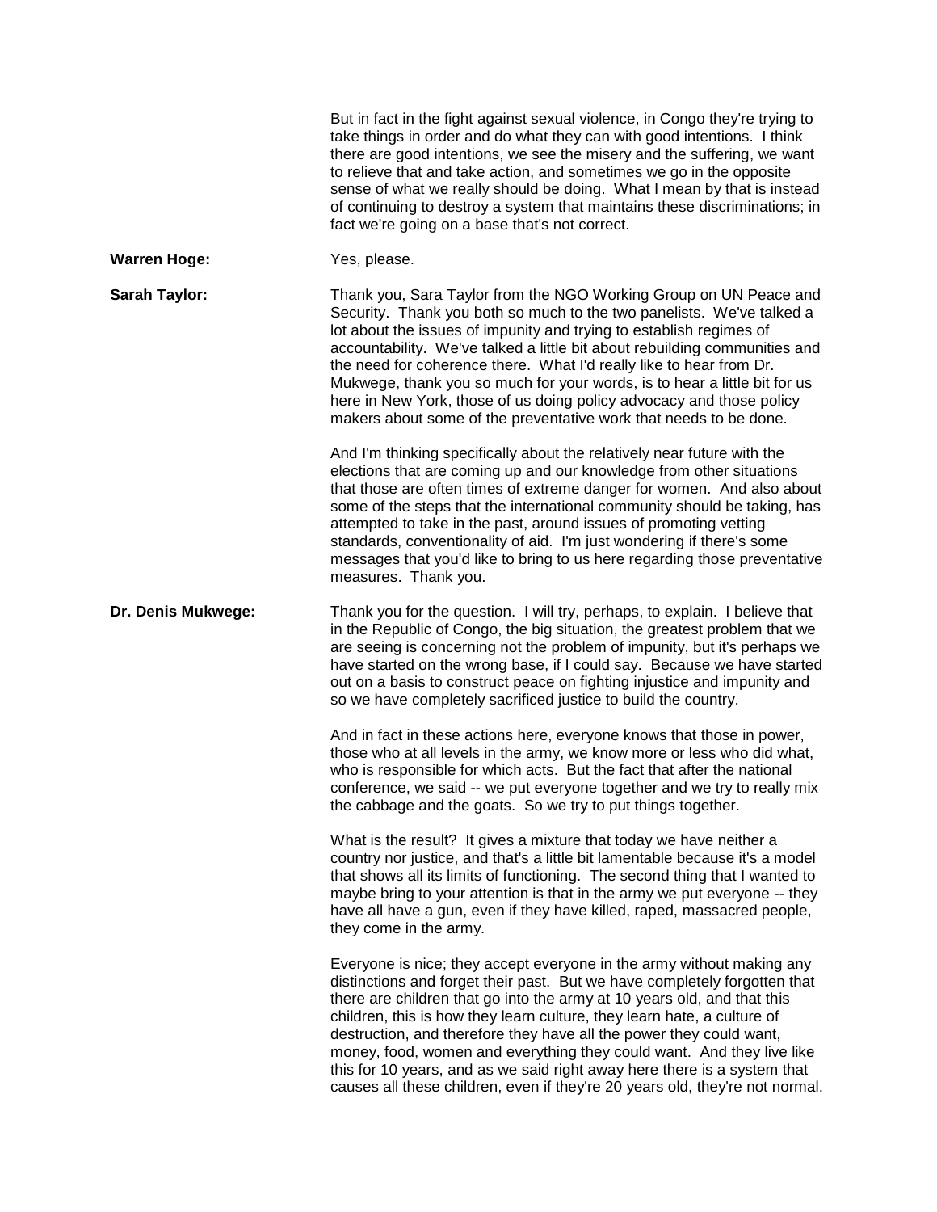But in fact in the fight against sexual violence, in Congo they're trying to take things in order and do what they can with good intentions. I think there are good intentions, we see the misery and the suffering, we want to relieve that and take action, and sometimes we go in the opposite sense of what we really should be doing. What I mean by that is instead of continuing to destroy a system that maintains these discriminations; in fact we're going on a base that's not correct.

**Warren Hoge:** Yes, please.

**Sarah Taylor:** Thank you, Sara Taylor from the NGO Working Group on UN Peace and Security. Thank you both so much to the two panelists. We've talked a lot about the issues of impunity and trying to establish regimes of accountability. We've talked a little bit about rebuilding communities and the need for coherence there. What I'd really like to hear from Dr. Mukwege, thank you so much for your words, is to hear a little bit for us here in New York, those of us doing policy advocacy and those policy makers about some of the preventative work that needs to be done.

And I'm thinking specifically about the relatively near future with the elections that are coming up and our knowledge from other situations that those are often times of extreme danger for women. And also about some of the steps that the international community should be taking, has attempted to take in the past, around issues of promoting vetting standards, conventionality of aid. I'm just wondering if there's some messages that you'd like to bring to us here regarding those preventative measures. Thank you.

**Dr. Denis Mukwege:** Thank you for the question. I will try, perhaps, to explain. I believe that in the Republic of Congo, the big situation, the greatest problem that we are seeing is concerning not the problem of impunity, but it's perhaps we have started on the wrong base, if I could say. Because we have started out on a basis to construct peace on fighting injustice and impunity and so we have completely sacrificed justice to build the country.

And in fact in these actions here, everyone knows that those in power, those who at all levels in the army, we know more or less who did what, who is responsible for which acts. But the fact that after the national conference, we said -- we put everyone together and we try to really mix the cabbage and the goats. So we try to put things together.

What is the result? It gives a mixture that today we have neither a country nor justice, and that's a little bit lamentable because it's a model that shows all its limits of functioning. The second thing that I wanted to maybe bring to your attention is that in the army we put everyone -- they have all have a gun, even if they have killed, raped, massacred people, they come in the army.

Everyone is nice; they accept everyone in the army without making any distinctions and forget their past. But we have completely forgotten that there are children that go into the army at 10 years old, and that this children, this is how they learn culture, they learn hate, a culture of destruction, and therefore they have all the power they could want, money, food, women and everything they could want. And they live like this for 10 years, and as we said right away here there is a system that causes all these children, even if they're 20 years old, they're not normal.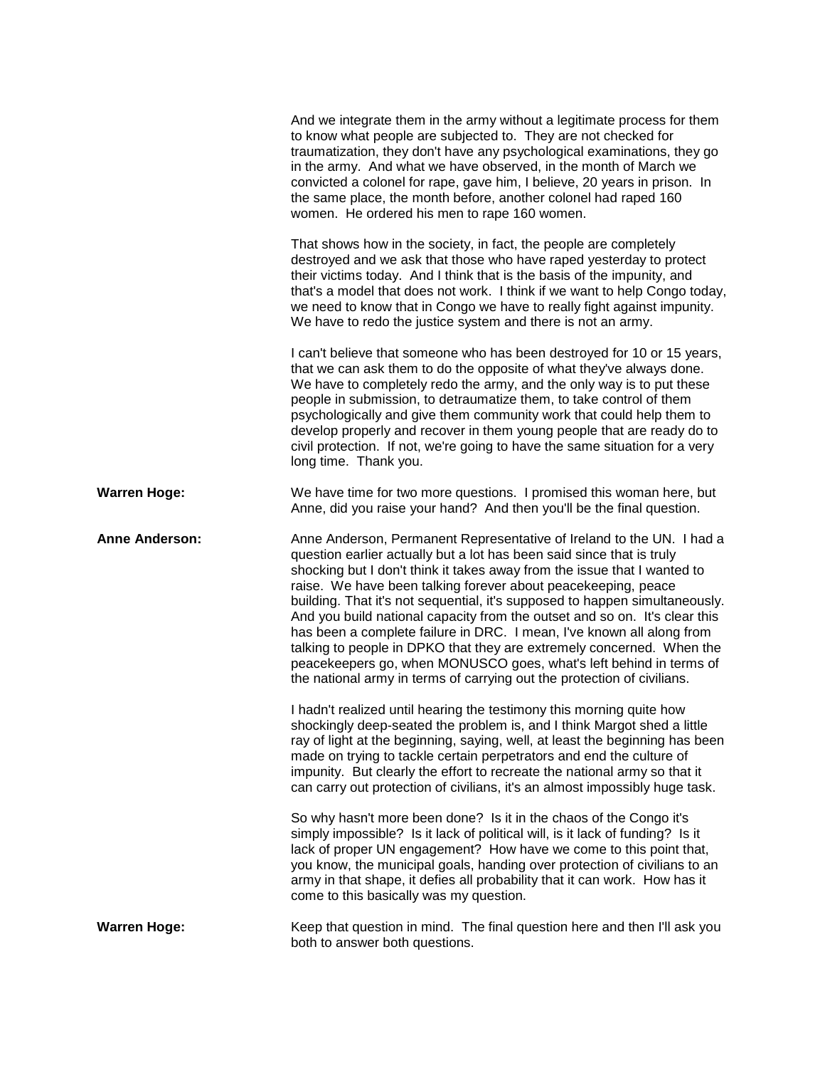And we integrate them in the army without a legitimate process for them to know what people are subjected to. They are not checked for traumatization, they don't have any psychological examinations, they go in the army. And what we have observed, in the month of March we convicted a colonel for rape, gave him, I believe, 20 years in prison. In the same place, the month before, another colonel had raped 160 women. He ordered his men to rape 160 women.

That shows how in the society, in fact, the people are completely destroyed and we ask that those who have raped yesterday to protect their victims today. And I think that is the basis of the impunity, and that's a model that does not work. I think if we want to help Congo today, we need to know that in Congo we have to really fight against impunity. We have to redo the justice system and there is not an army.

I can't believe that someone who has been destroyed for 10 or 15 years, that we can ask them to do the opposite of what they've always done. We have to completely redo the army, and the only way is to put these people in submission, to detraumatize them, to take control of them psychologically and give them community work that could help them to develop properly and recover in them young people that are ready do to civil protection. If not, we're going to have the same situation for a very long time. Thank you.

**Warren Hoge:** We have time for two more questions. I promised this woman here, but Anne, did you raise your hand? And then you'll be the final question.

**Anne Anderson:** Anne Anderson, Permanent Representative of Ireland to the UN. I had a question earlier actually but a lot has been said since that is truly shocking but I don't think it takes away from the issue that I wanted to raise. We have been talking forever about peacekeeping, peace building. That it's not sequential, it's supposed to happen simultaneously. And you build national capacity from the outset and so on. It's clear this has been a complete failure in DRC. I mean, I've known all along from talking to people in DPKO that they are extremely concerned. When the peacekeepers go, when MONUSCO goes, what's left behind in terms of the national army in terms of carrying out the protection of civilians.

I hadn't realized until hearing the testimony this morning quite how shockingly deep-seated the problem is, and I think Margot shed a little ray of light at the beginning, saying, well, at least the beginning has been made on trying to tackle certain perpetrators and end the culture of impunity. But clearly the effort to recreate the national army so that it can carry out protection of civilians, it's an almost impossibly huge task.

So why hasn't more been done? Is it in the chaos of the Congo it's simply impossible? Is it lack of political will, is it lack of funding? Is it lack of proper UN engagement? How have we come to this point that, you know, the municipal goals, handing over protection of civilians to an army in that shape, it defies all probability that it can work. How has it come to this basically was my question.

**Warren Hoge:** Keep that question in mind. The final question here and then I'll ask you both to answer both questions.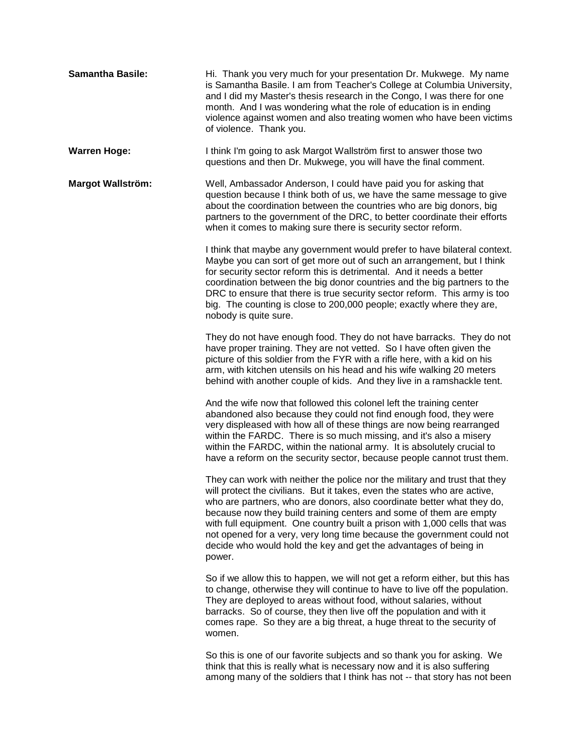**Samantha Basile:** Hi. Thank you very much for your presentation Dr. Mukwege. My name is Samantha Basile. I am from Teacher's College at Columbia University, and I did my Master's thesis research in the Congo, I was there for one month. And I was wondering what the role of education is in ending violence against women and also treating women who have been victims of violence. Thank you.

**Warren Hoge:** I think I'm going to ask Margot Wallström first to answer those two questions and then Dr. Mukwege, you will have the final comment.

**Margot Wallström:** Well, Ambassador Anderson, I could have paid you for asking that question because I think both of us, we have the same message to give about the coordination between the countries who are big donors, big partners to the government of the DRC, to better coordinate their efforts when it comes to making sure there is security sector reform.

I think that maybe any government would prefer to have bilateral context. Maybe you can sort of get more out of such an arrangement, but I think for security sector reform this is detrimental. And it needs a better coordination between the big donor countries and the big partners to the DRC to ensure that there is true security sector reform. This army is too big. The counting is close to 200,000 people; exactly where they are, nobody is quite sure.

They do not have enough food. They do not have barracks. They do not have proper training. They are not vetted. So I have often given the picture of this soldier from the FYR with a rifle here, with a kid on his arm, with kitchen utensils on his head and his wife walking 20 meters behind with another couple of kids. And they live in a ramshackle tent.

And the wife now that followed this colonel left the training center abandoned also because they could not find enough food, they were very displeased with how all of these things are now being rearranged within the FARDC. There is so much missing, and it's also a misery within the FARDC, within the national army. It is absolutely crucial to have a reform on the security sector, because people cannot trust them.

They can work with neither the police nor the military and trust that they will protect the civilians. But it takes, even the states who are active, who are partners, who are donors, also coordinate better what they do, because now they build training centers and some of them are empty with full equipment. One country built a prison with 1,000 cells that was not opened for a very, very long time because the government could not decide who would hold the key and get the advantages of being in power.

So if we allow this to happen, we will not get a reform either, but this has to change, otherwise they will continue to have to live off the population. They are deployed to areas without food, without salaries, without barracks. So of course, they then live off the population and with it comes rape. So they are a big threat, a huge threat to the security of women.

So this is one of our favorite subjects and so thank you for asking. We think that this is really what is necessary now and it is also suffering among many of the soldiers that I think has not -- that story has not been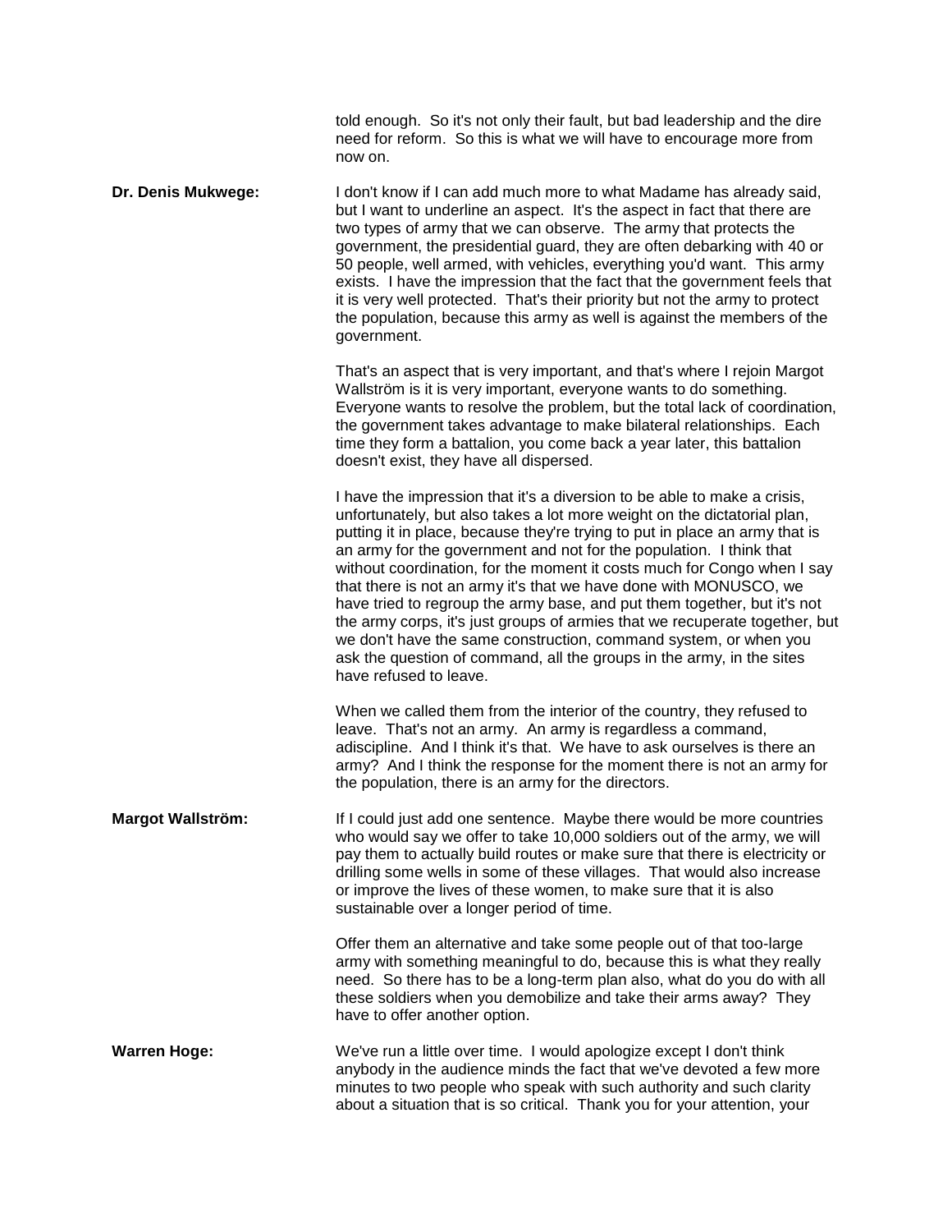told enough. So it's not only their fault, but bad leadership and the dire need for reform. So this is what we will have to encourage more from now on.

**Dr. Denis Mukwege:** I don't know if I can add much more to what Madame has already said, but I want to underline an aspect. It's the aspect in fact that there are two types of army that we can observe. The army that protects the government, the presidential guard, they are often debarking with 40 or 50 people, well armed, with vehicles, everything you'd want. This army exists. I have the impression that the fact that the government feels that it is very well protected. That's their priority but not the army to protect the population, because this army as well is against the members of the government.

That's an aspect that is very important, and that's where I rejoin Margot Wallström is it is very important, everyone wants to do something. Everyone wants to resolve the problem, but the total lack of coordination, the government takes advantage to make bilateral relationships. Each time they form a battalion, you come back a year later, this battalion doesn't exist, they have all dispersed.

I have the impression that it's a diversion to be able to make a crisis, unfortunately, but also takes a lot more weight on the dictatorial plan, putting it in place, because they're trying to put in place an army that is an army for the government and not for the population. I think that without coordination, for the moment it costs much for Congo when I say that there is not an army it's that we have done with MONUSCO, we have tried to regroup the army base, and put them together, but it's not the army corps, it's just groups of armies that we recuperate together, but we don't have the same construction, command system, or when you ask the question of command, all the groups in the army, in the sites have refused to leave.

When we called them from the interior of the country, they refused to leave. That's not an army. An army is regardless a command, adiscipline. And I think it's that. We have to ask ourselves is there an army? And I think the response for the moment there is not an army for the population, there is an army for the directors.

**Margot Wallström:** If I could just add one sentence. Maybe there would be more countries who would say we offer to take 10,000 soldiers out of the army, we will pay them to actually build routes or make sure that there is electricity or drilling some wells in some of these villages. That would also increase or improve the lives of these women, to make sure that it is also sustainable over a longer period of time.

Offer them an alternative and take some people out of that too-large army with something meaningful to do, because this is what they really need. So there has to be a long-term plan also, what do you do with all these soldiers when you demobilize and take their arms away? They have to offer another option.

**Warren Hoge:** We've run a little over time. I would apologize except I don't think anybody in the audience minds the fact that we've devoted a few more minutes to two people who speak with such authority and such clarity about a situation that is so critical. Thank you for your attention, your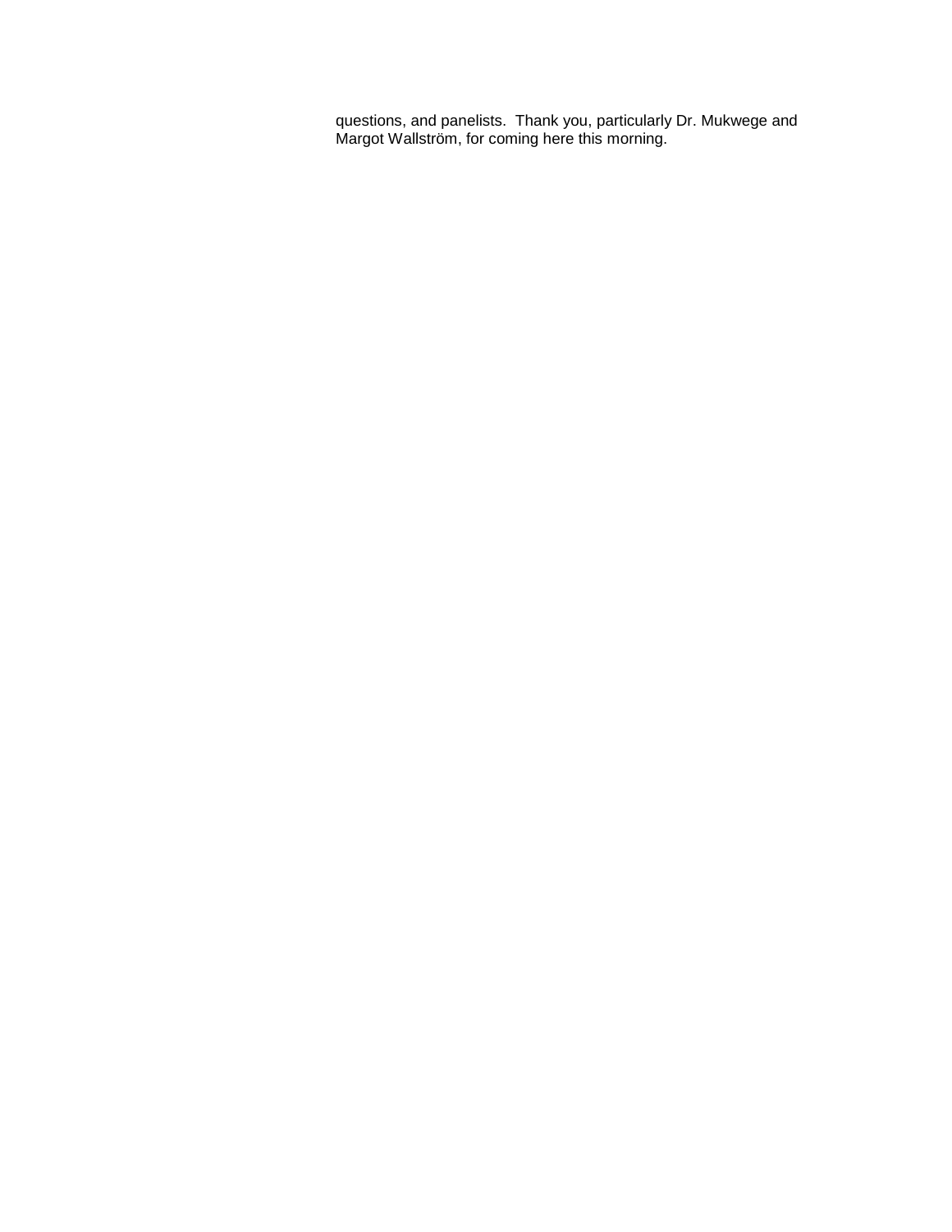questions, and panelists. Thank you, particularly Dr. Mukwege and Margot Wallström, for coming here this morning.